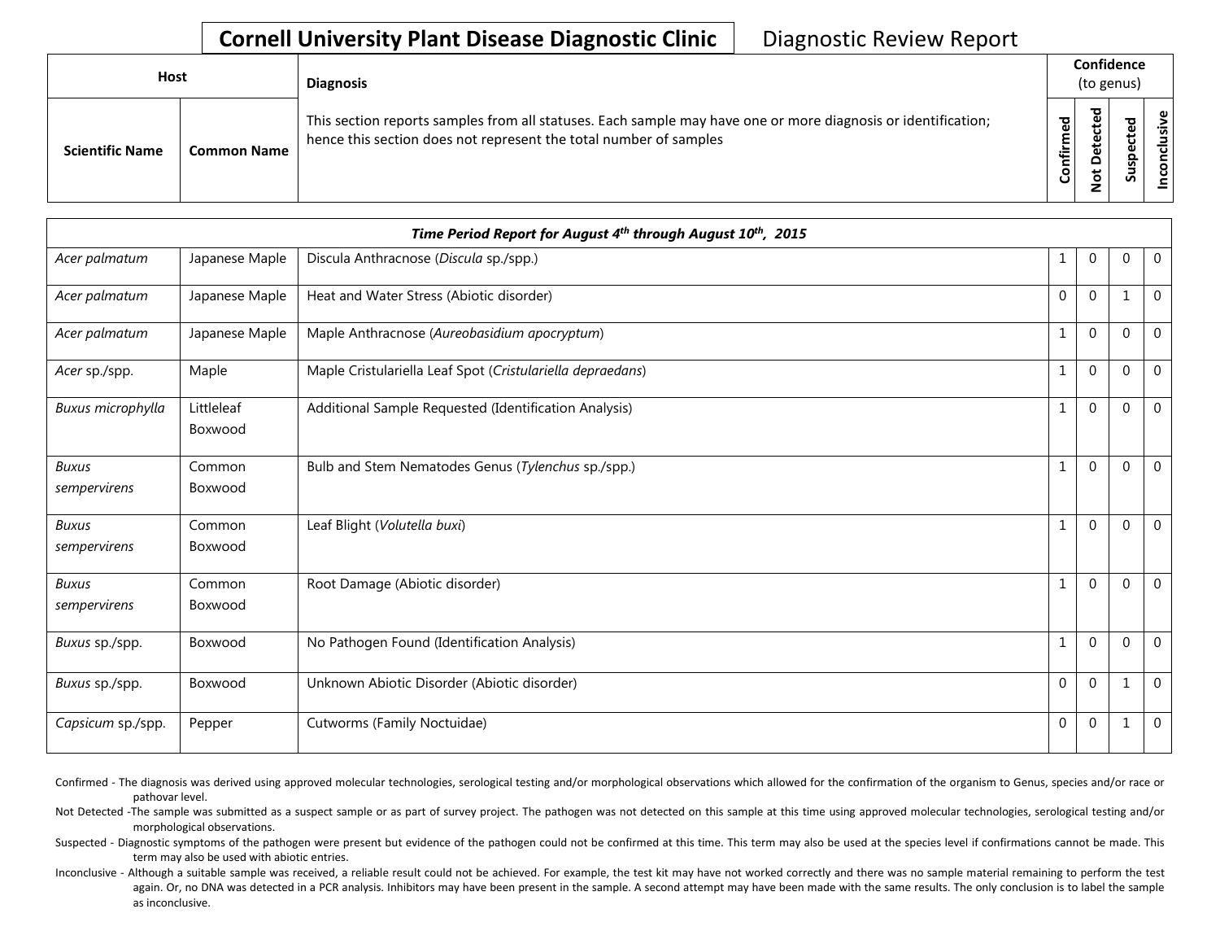# Cornell University Plant Disease Diagnostic Clinic

Diagnostic Review Report

| Host | | Diagnosis | Confidence (to genus) | | | |
|---|---|---|---|---|---|---|
| Scientific Name | Common Name | This section reports samples from all statuses. Each sample may have one or more diagnosis or identification; hence this section does not represent the total number of samples | Confirmed | Not Detected | Suspected | Inconclusive |

| *Time Period Report for August 4th through August 10th, 2015* | | | | | | |
|---|---|---|---|---|---|---|
| *Acer palmatum* | Japanese Maple | Discula Anthracnose (*Discula* sp./spp.) | 1 | 0 | 0 | 0 |
| *Acer palmatum* | Japanese Maple | Heat and Water Stress (Abiotic disorder) | 0 | 0 | 1 | 0 |
| *Acer palmatum* | Japanese Maple | Maple Anthracnose (*Aureobasidium apocryptum*) | 1 | 0 | 0 | 0 |
| *Acer* sp./spp. | Maple | Maple Cristulariella Leaf Spot (*Cristulariella depraedans*) | 1 | 0 | 0 | 0 |
| *Buxus microphylla* | Littleleaf Boxwood | Additional Sample Requested (Identification Analysis) | 1 | 0 | 0 | 0 |
| *Buxus sempervirens* | Common Boxwood | Bulb and Stem Nematodes Genus (*Tylenchus* sp./spp.) | 1 | 0 | 0 | 0 |
| *Buxus sempervirens* | Common Boxwood | Leaf Blight (*Volutella buxi*) | 1 | 0 | 0 | 0 |
| *Buxus sempervirens* | Common Boxwood | Root Damage (Abiotic disorder) | 1 | 0 | 0 | 0 |
| *Buxus* sp./spp. | Boxwood | No Pathogen Found (Identification Analysis) | 1 | 0 | 0 | 0 |
| *Buxus* sp./spp. | Boxwood | Unknown Abiotic Disorder (Abiotic disorder) | 0 | 0 | 1 | 0 |
| *Capsicum* sp./spp. | Pepper | Cutworms (Family Noctuidae) | 0 | 0 | 1 | 0 |

Confirmed - The diagnosis was derived using approved molecular technologies, serological testing and/or morphological observations which allowed for the confirmation of the organism to Genus, species and/or race or pathovar level.

Not Detected -The sample was submitted as a suspect sample or as part of survey project. The pathogen was not detected on this sample at this time using approved molecular technologies, serological testing and/or morphological observations.

Suspected - Diagnostic symptoms of the pathogen were present but evidence of the pathogen could not be confirmed at this time. This term may also be used at the species level if confirmations cannot be made. This term may also be used with abiotic entries.

Inconclusive - Although a suitable sample was received, a reliable result could not be achieved. For example, the test kit may have not worked correctly and there was no sample material remaining to perform the test again. Or, no DNA was detected in a PCR analysis. Inhibitors may have been present in the sample. A second attempt may have been made with the same results. The only conclusion is to label the sample as inconclusive.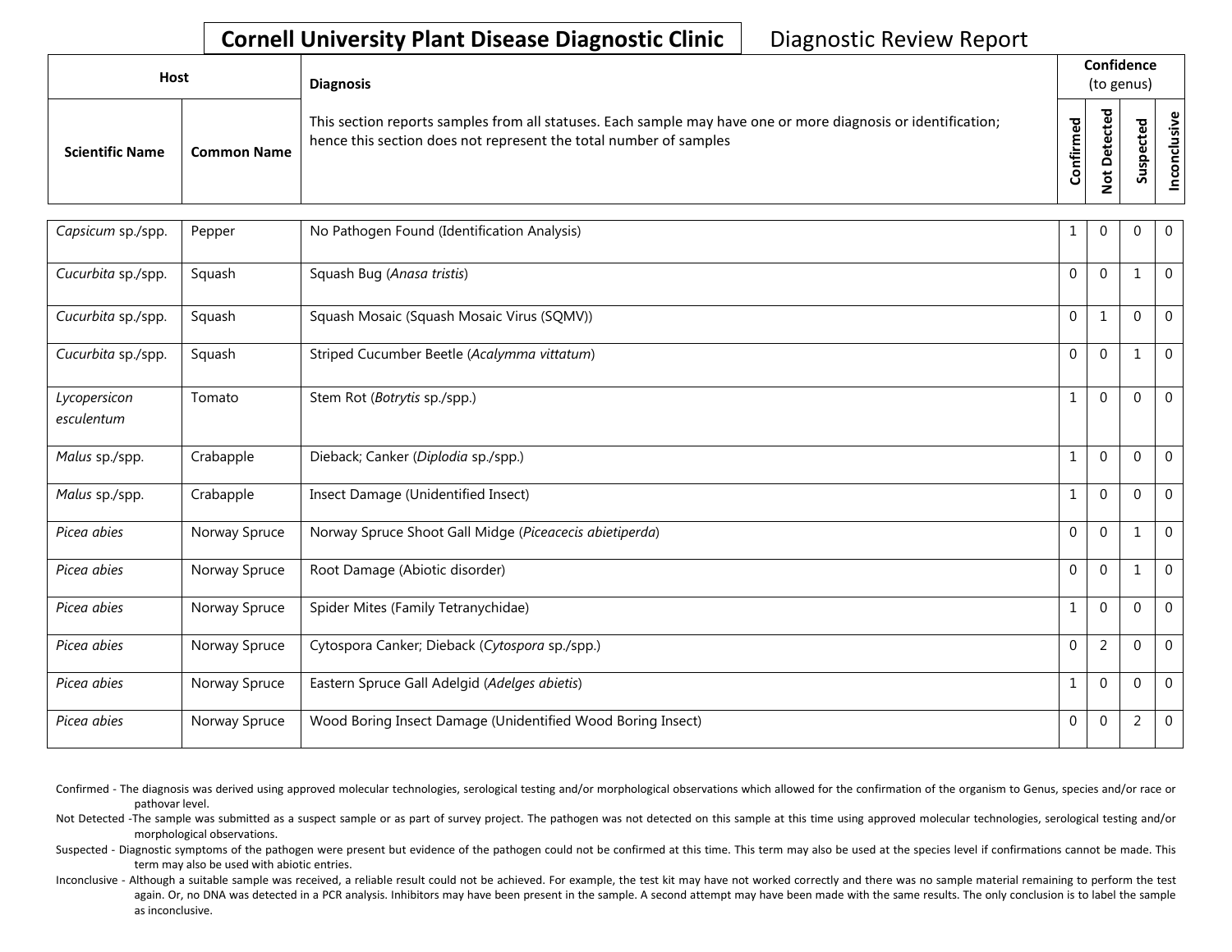**Cornell University Plant Disease Diagnostic Clinic** Diagnostic Review Report

| Host | | Diagnosis | Confidence (to genus) | | | |
|---|---|---|---|---|---|---|
| **Scientific Name** | **Common Name** | This section reports samples from all statuses. Each sample may have one or more diagnosis or identification; hence this section does not represent the total number of samples | **Confirmed** | **Not Detected** | **Suspected** | **Inconclusive** |
| *Capsicum* sp./spp. | Pepper | No Pathogen Found (Identification Analysis) | 1 | 0 | 0 | 0 |
| *Cucurbita* sp./spp. | Squash | Squash Bug (*Anasa tristis*) | 0 | 0 | 1 | 0 |
| *Cucurbita* sp./spp. | Squash | Squash Mosaic (Squash Mosaic Virus (SQMV)) | 0 | 1 | 0 | 0 |
| *Cucurbita* sp./spp. | Squash | Striped Cucumber Beetle (*Acalymma vittatum*) | 0 | 0 | 1 | 0 |
| *Lycopersicon esculentum* | Tomato | Stem Rot (*Botrytis* sp./spp.) | 1 | 0 | 0 | 0 |
| *Malus* sp./spp. | Crabapple | Dieback; Canker (*Diplodia* sp./spp.) | 1 | 0 | 0 | 0 |
| *Malus* sp./spp. | Crabapple | Insect Damage (Unidentified Insect) | 1 | 0 | 0 | 0 |
| *Picea abies* | Norway Spruce | Norway Spruce Shoot Gall Midge (*Piceacecis abietiperda*) | 0 | 0 | 1 | 0 |
| *Picea abies* | Norway Spruce | Root Damage (Abiotic disorder) | 0 | 0 | 1 | 0 |
| *Picea abies* | Norway Spruce | Spider Mites (Family Tetranychidae) | 1 | 0 | 0 | 0 |
| *Picea abies* | Norway Spruce | Cytospora Canker; Dieback (*Cytospora* sp./spp.) | 0 | 2 | 0 | 0 |
| *Picea abies* | Norway Spruce | Eastern Spruce Gall Adelgid (*Adelges abietis*) | 1 | 0 | 0 | 0 |
| *Picea abies* | Norway Spruce | Wood Boring Insect Damage (Unidentified Wood Boring Insect) | 0 | 0 | 2 | 0 |

Confirmed - The diagnosis was derived using approved molecular technologies, serological testing and/or morphological observations which allowed for the confirmation of the organism to Genus, species and/or race or pathovar level.

Not Detected -The sample was submitted as a suspect sample or as part of survey project. The pathogen was not detected on this sample at this time using approved molecular technologies, serological testing and/or morphological observations.

Suspected - Diagnostic symptoms of the pathogen were present but evidence of the pathogen could not be confirmed at this time. This term may also be used at the species level if confirmations cannot be made. This term may also be used with abiotic entries.

Inconclusive - Although a suitable sample was received, a reliable result could not be achieved. For example, the test kit may have not worked correctly and there was no sample material remaining to perform the test again. Or, no DNA was detected in a PCR analysis. Inhibitors may have been present in the sample. A second attempt may have been made with the same results. The only conclusion is to label the sample as inconclusive.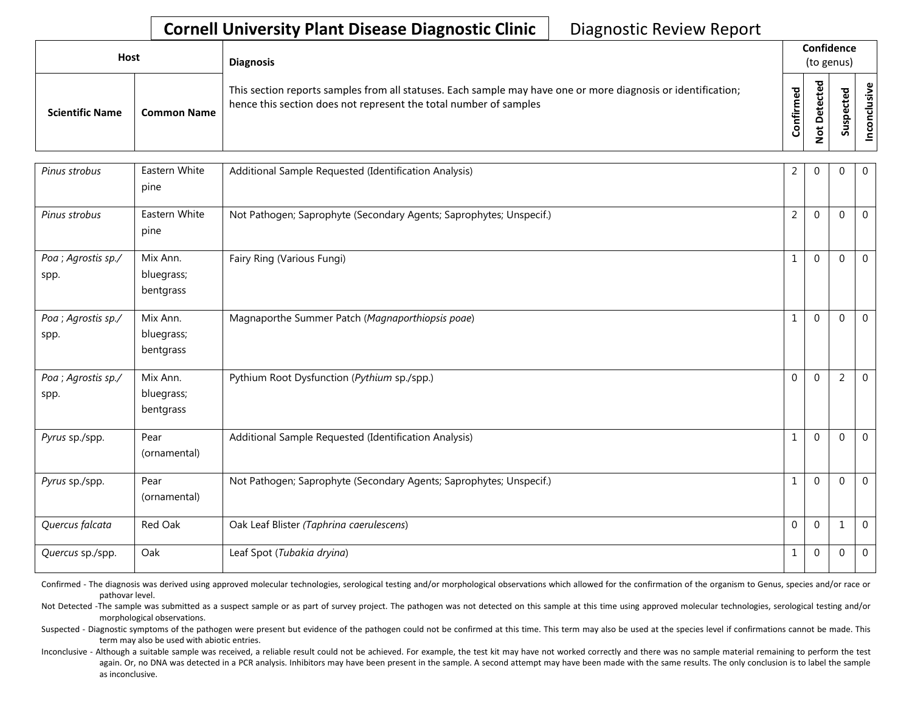# Cornell University Plant Disease Diagnostic Clinic — Diagnostic Review Report

| Host | | Diagnosis | Confidence (to genus) | | | |
|---|---|---|---|---|---|---|
| **Scientific Name** | **Common Name** | This section reports samples from all statuses. Each sample may have one or more diagnosis or identification; hence this section does not represent the total number of samples | **Confirmed** | **Not Detected** | **Suspected** | **Inconclusive** |
| *Pinus strobus* | Eastern White pine | Additional Sample Requested (Identification Analysis) | 2 | 0 | 0 | 0 |
| *Pinus strobus* | Eastern White pine | Not Pathogen; Saprophyte (Secondary Agents; Saprophytes; Unspecif.) | 2 | 0 | 0 | 0 |
| *Poa* ; *Agrostis sp./* spp. | Mix Ann. bluegrass; bentgrass | Fairy Ring (Various Fungi) | 1 | 0 | 0 | 0 |
| *Poa* ; *Agrostis sp./* spp. | Mix Ann. bluegrass; bentgrass | Magnaporthe Summer Patch (*Magnaporthiopsis poae*) | 1 | 0 | 0 | 0 |
| *Poa* ; *Agrostis sp./* spp. | Mix Ann. bluegrass; bentgrass | Pythium Root Dysfunction (*Pythium* sp./spp.) | 0 | 0 | 2 | 0 |
| *Pyrus* sp./spp. | Pear (ornamental) | Additional Sample Requested (Identification Analysis) | 1 | 0 | 0 | 0 |
| *Pyrus* sp./spp. | Pear (ornamental) | Not Pathogen; Saprophyte (Secondary Agents; Saprophytes; Unspecif.) | 1 | 0 | 0 | 0 |
| *Quercus falcata* | Red Oak | Oak Leaf Blister (*Taphrina caerulescens*) | 0 | 0 | 1 | 0 |
| *Quercus* sp./spp. | Oak | Leaf Spot (*Tubakia dryina*) | 1 | 0 | 0 | 0 |

Confirmed - The diagnosis was derived using approved molecular technologies, serological testing and/or morphological observations which allowed for the confirmation of the organism to Genus, species and/or race or pathovar level.

Not Detected -The sample was submitted as a suspect sample or as part of survey project. The pathogen was not detected on this sample at this time using approved molecular technologies, serological testing and/or morphological observations.

Suspected - Diagnostic symptoms of the pathogen were present but evidence of the pathogen could not be confirmed at this time. This term may also be used at the species level if confirmations cannot be made. This term may also be used with abiotic entries.

Inconclusive - Although a suitable sample was received, a reliable result could not be achieved. For example, the test kit may have not worked correctly and there was no sample material remaining to perform the test again. Or, no DNA was detected in a PCR analysis. Inhibitors may have been present in the sample. A second attempt may have been made with the same results. The only conclusion is to label the sample as inconclusive.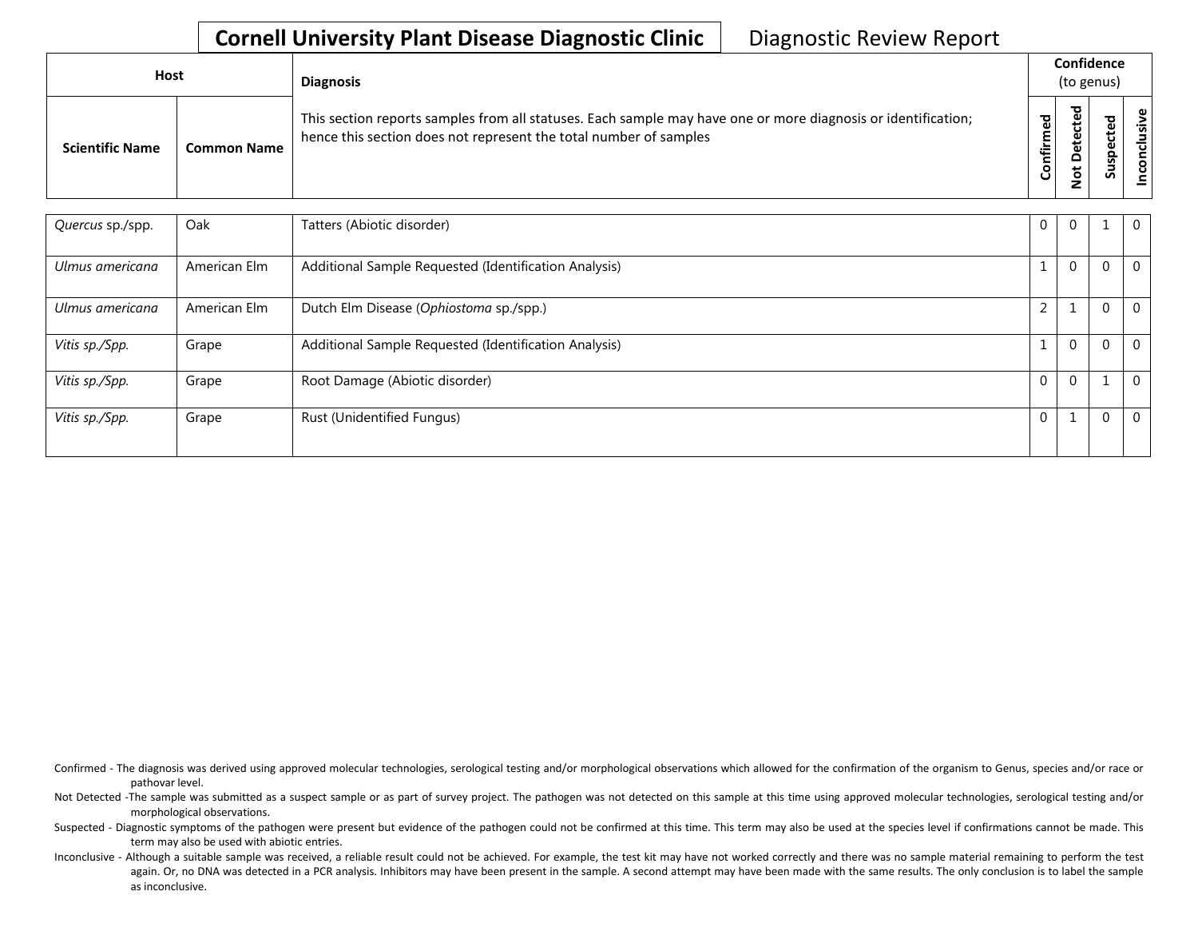**Cornell University Plant Disease Diagnostic Clinic** Diagnostic Review Report

| Host | | Diagnosis | Confidence (to genus) | | | |
|---|---|---|---|---|---|---|
| Scientific Name | Common Name | This section reports samples from all statuses. Each sample may have one or more diagnosis or identification; hence this section does not represent the total number of samples | Confirmed | Not Detected | Suspected | Inconclusive |
| *Quercus* sp./spp. | Oak | Tatters (Abiotic disorder) | 0 | 0 | 1 | 0 |
| *Ulmus americana* | American Elm | Additional Sample Requested (Identification Analysis) | 1 | 0 | 0 | 0 |
| *Ulmus americana* | American Elm | Dutch Elm Disease (*Ophiostoma* sp./spp.) | 2 | 1 | 0 | 0 |
| *Vitis sp./Spp.* | Grape | Additional Sample Requested (Identification Analysis) | 1 | 0 | 0 | 0 |
| *Vitis sp./Spp.* | Grape | Root Damage (Abiotic disorder) | 0 | 0 | 1 | 0 |
| *Vitis sp./Spp.* | Grape | Rust (Unidentified Fungus) | 0 | 1 | 0 | 0 |

Confirmed - The diagnosis was derived using approved molecular technologies, serological testing and/or morphological observations which allowed for the confirmation of the organism to Genus, species and/or race or pathovar level.

Not Detected -The sample was submitted as a suspect sample or as part of survey project. The pathogen was not detected on this sample at this time using approved molecular technologies, serological testing and/or morphological observations.

Suspected - Diagnostic symptoms of the pathogen were present but evidence of the pathogen could not be confirmed at this time. This term may also be used at the species level if confirmations cannot be made. This term may also be used with abiotic entries.

Inconclusive - Although a suitable sample was received, a reliable result could not be achieved. For example, the test kit may have not worked correctly and there was no sample material remaining to perform the test again. Or, no DNA was detected in a PCR analysis. Inhibitors may have been present in the sample. A second attempt may have been made with the same results. The only conclusion is to label the sample as inconclusive.